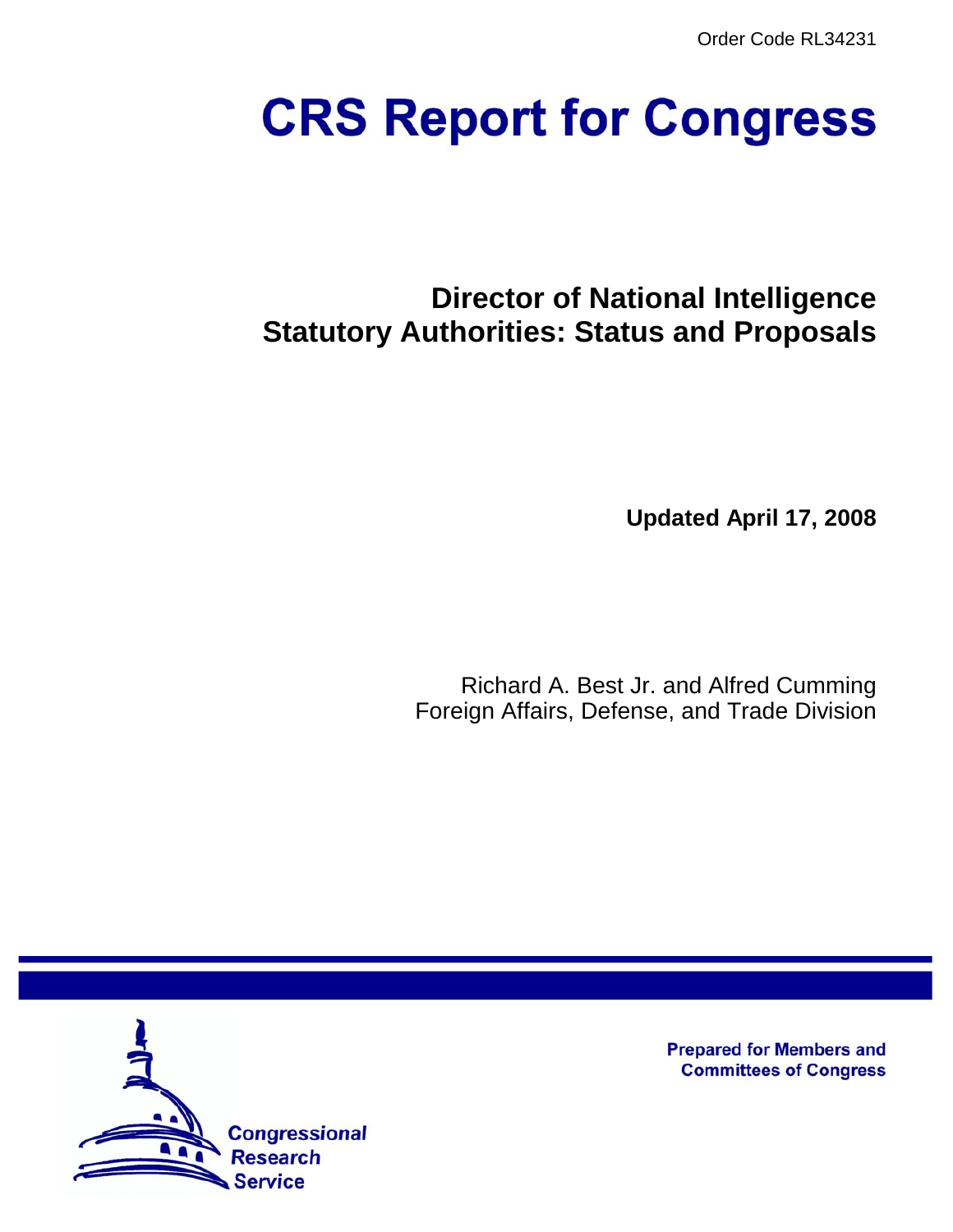Order Code RL34231

# CRS Report for Congress

## Director of National Intelligence Statutory Authorities: Status and Proposals

**Updated April 17, 2008**

Richard A. Best Jr. and Alfred Cumming
Foreign Affairs, Defense, and Trade Division

**Prepared for Members and Committees of Congress**

Congressional Research Service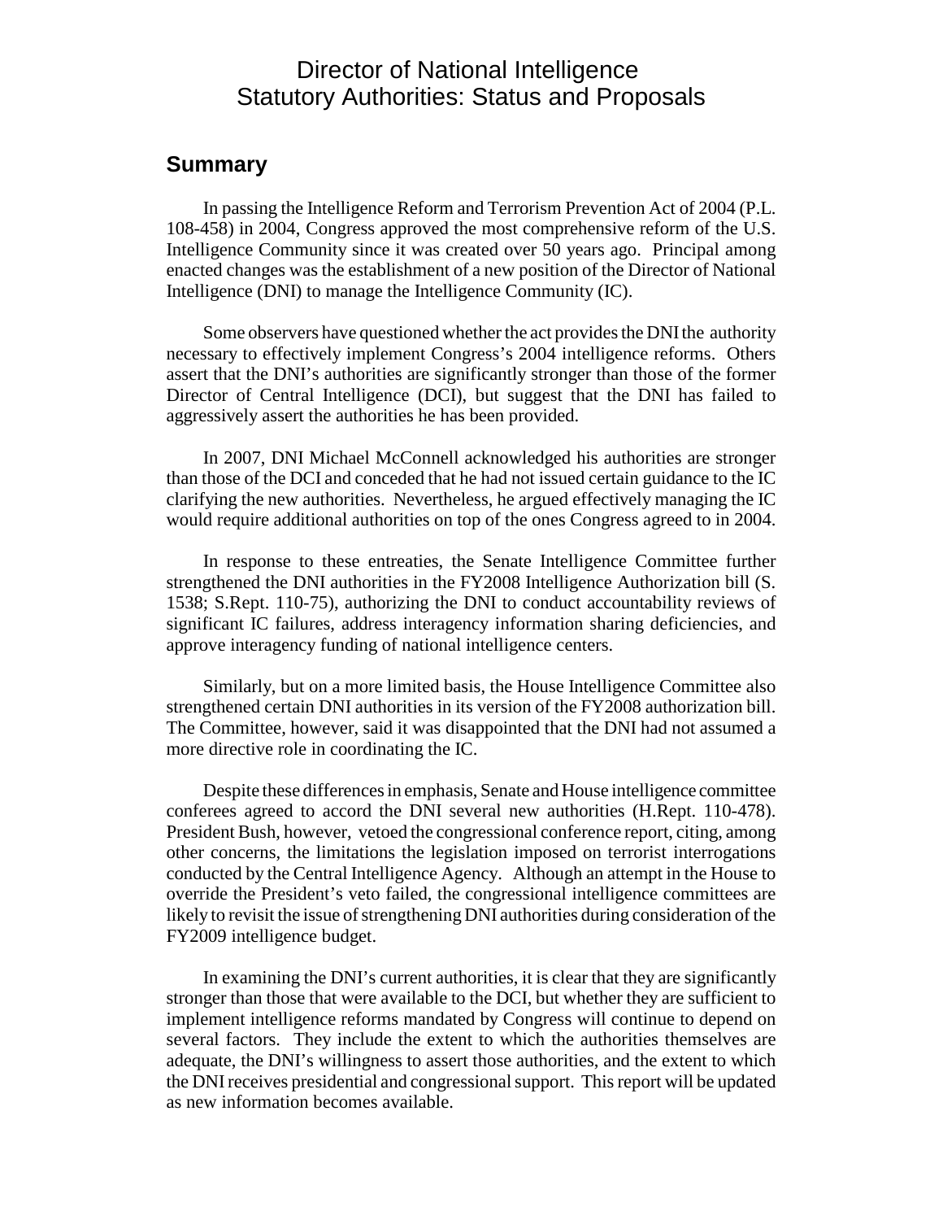# Director of National Intelligence Statutory Authorities: Status and Proposals

## Summary

In passing the Intelligence Reform and Terrorism Prevention Act of 2004 (P.L. 108-458) in 2004, Congress approved the most comprehensive reform of the U.S. Intelligence Community since it was created over 50 years ago. Principal among enacted changes was the establishment of a new position of the Director of National Intelligence (DNI) to manage the Intelligence Community (IC).

Some observers have questioned whether the act provides the DNI the authority necessary to effectively implement Congress's 2004 intelligence reforms. Others assert that the DNI's authorities are significantly stronger than those of the former Director of Central Intelligence (DCI), but suggest that the DNI has failed to aggressively assert the authorities he has been provided.

In 2007, DNI Michael McConnell acknowledged his authorities are stronger than those of the DCI and conceded that he had not issued certain guidance to the IC clarifying the new authorities. Nevertheless, he argued effectively managing the IC would require additional authorities on top of the ones Congress agreed to in 2004.

In response to these entreaties, the Senate Intelligence Committee further strengthened the DNI authorities in the FY2008 Intelligence Authorization bill (S. 1538; S.Rept. 110-75), authorizing the DNI to conduct accountability reviews of significant IC failures, address interagency information sharing deficiencies, and approve interagency funding of national intelligence centers.

Similarly, but on a more limited basis, the House Intelligence Committee also strengthened certain DNI authorities in its version of the FY2008 authorization bill. The Committee, however, said it was disappointed that the DNI had not assumed a more directive role in coordinating the IC.

Despite these differences in emphasis, Senate and House intelligence committee conferees agreed to accord the DNI several new authorities (H.Rept. 110-478). President Bush, however, vetoed the congressional conference report, citing, among other concerns, the limitations the legislation imposed on terrorist interrogations conducted by the Central Intelligence Agency. Although an attempt in the House to override the President's veto failed, the congressional intelligence committees are likely to revisit the issue of strengthening DNI authorities during consideration of the FY2009 intelligence budget.

In examining the DNI's current authorities, it is clear that they are significantly stronger than those that were available to the DCI, but whether they are sufficient to implement intelligence reforms mandated by Congress will continue to depend on several factors. They include the extent to which the authorities themselves are adequate, the DNI's willingness to assert those authorities, and the extent to which the DNI receives presidential and congressional support. This report will be updated as new information becomes available.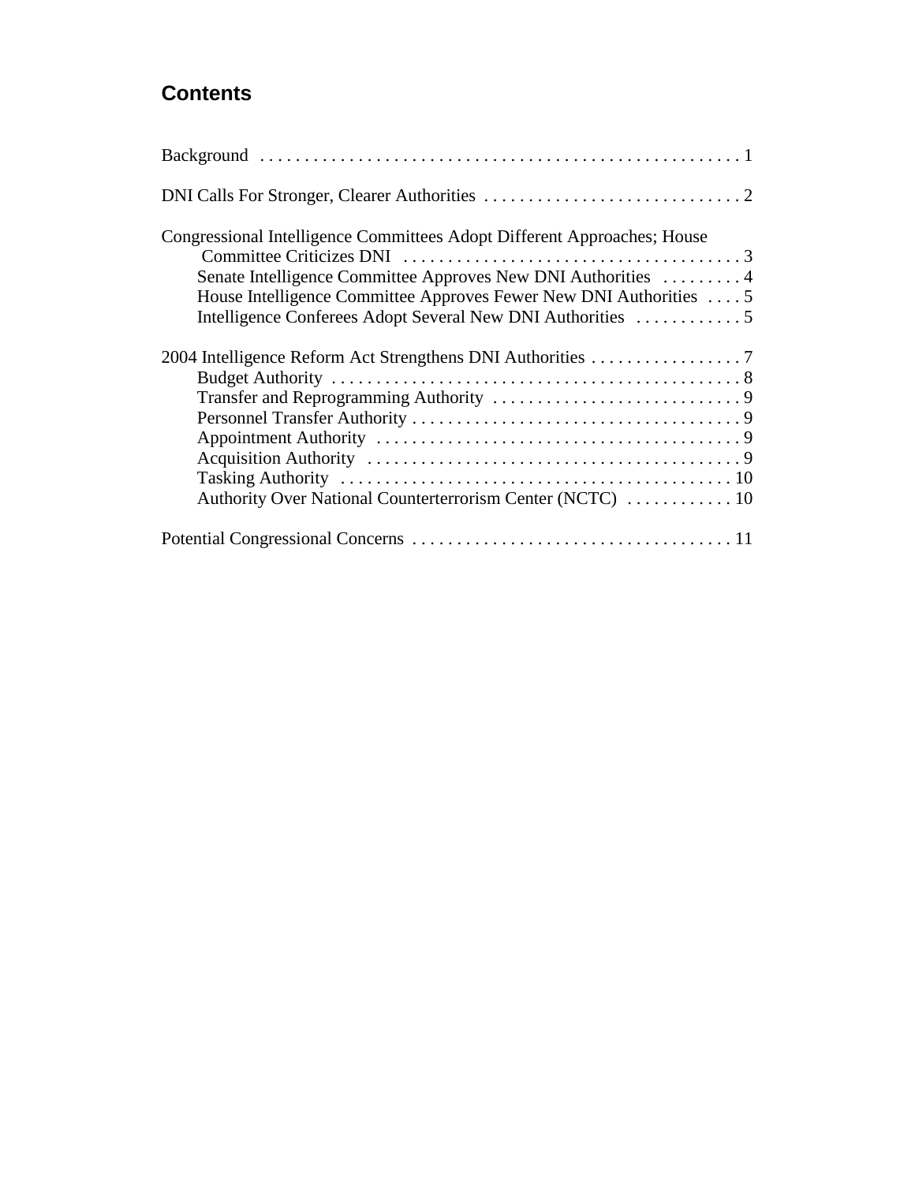## Contents

Background . . . . . . . . . . . . . . . . . . . . . . . . . . . . . . . . . . . . . . . . . . . . . . . . . . . . 1

DNI Calls For Stronger, Clearer Authorities . . . . . . . . . . . . . . . . . . . . . . . . . . . . . 2

Congressional Intelligence Committees Adopt Different Approaches; House Committee Criticizes DNI . . . . . . . . . . . . . . . . . . . . . . . . . . . . . . . . . . . . . . 3

- Senate Intelligence Committee Approves New DNI Authorities . . . . . . . . . 4
- House Intelligence Committee Approves Fewer New DNI Authorities . . . . 5
- Intelligence Conferees Adopt Several New DNI Authorities . . . . . . . . . . . . 5

2004 Intelligence Reform Act Strengthens DNI Authorities . . . . . . . . . . . . . . . . . 7

- Budget Authority . . . . . . . . . . . . . . . . . . . . . . . . . . . . . . . . . . . . . . . . . . . . . 8
- Transfer and Reprogramming Authority . . . . . . . . . . . . . . . . . . . . . . . . . . . . 9
- Personnel Transfer Authority . . . . . . . . . . . . . . . . . . . . . . . . . . . . . . . . . . . . . 9
- Appointment Authority . . . . . . . . . . . . . . . . . . . . . . . . . . . . . . . . . . . . . . . . . 9
- Acquisition Authority . . . . . . . . . . . . . . . . . . . . . . . . . . . . . . . . . . . . . . . . . . 9
- Tasking Authority . . . . . . . . . . . . . . . . . . . . . . . . . . . . . . . . . . . . . . . . . . . . 10
- Authority Over National Counterterrorism Center (NCTC) . . . . . . . . . . . . 10

Potential Congressional Concerns . . . . . . . . . . . . . . . . . . . . . . . . . . . . . . . . . . . . 11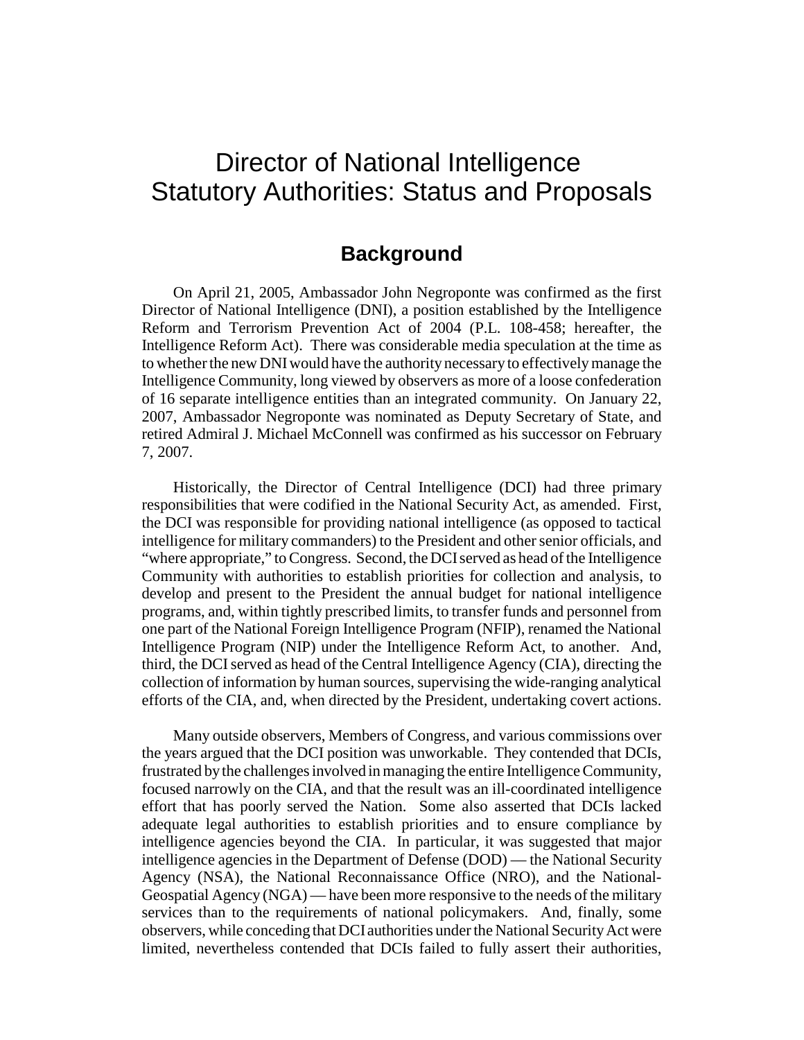# Director of National Intelligence Statutory Authorities: Status and Proposals

## Background

On April 21, 2005, Ambassador John Negroponte was confirmed as the first Director of National Intelligence (DNI), a position established by the Intelligence Reform and Terrorism Prevention Act of 2004 (P.L. 108-458; hereafter, the Intelligence Reform Act). There was considerable media speculation at the time as to whether the new DNI would have the authority necessary to effectively manage the Intelligence Community, long viewed by observers as more of a loose confederation of 16 separate intelligence entities than an integrated community. On January 22, 2007, Ambassador Negroponte was nominated as Deputy Secretary of State, and retired Admiral J. Michael McConnell was confirmed as his successor on February 7, 2007.

Historically, the Director of Central Intelligence (DCI) had three primary responsibilities that were codified in the National Security Act, as amended. First, the DCI was responsible for providing national intelligence (as opposed to tactical intelligence for military commanders) to the President and other senior officials, and "where appropriate," to Congress. Second, the DCI served as head of the Intelligence Community with authorities to establish priorities for collection and analysis, to develop and present to the President the annual budget for national intelligence programs, and, within tightly prescribed limits, to transfer funds and personnel from one part of the National Foreign Intelligence Program (NFIP), renamed the National Intelligence Program (NIP) under the Intelligence Reform Act, to another. And, third, the DCI served as head of the Central Intelligence Agency (CIA), directing the collection of information by human sources, supervising the wide-ranging analytical efforts of the CIA, and, when directed by the President, undertaking covert actions.

Many outside observers, Members of Congress, and various commissions over the years argued that the DCI position was unworkable. They contended that DCIs, frustrated by the challenges involved in managing the entire Intelligence Community, focused narrowly on the CIA, and that the result was an ill-coordinated intelligence effort that has poorly served the Nation. Some also asserted that DCIs lacked adequate legal authorities to establish priorities and to ensure compliance by intelligence agencies beyond the CIA. In particular, it was suggested that major intelligence agencies in the Department of Defense (DOD) — the National Security Agency (NSA), the National Reconnaissance Office (NRO), and the National-Geospatial Agency (NGA) — have been more responsive to the needs of the military services than to the requirements of national policymakers. And, finally, some observers, while conceding that DCI authorities under the National Security Act were limited, nevertheless contended that DCIs failed to fully assert their authorities,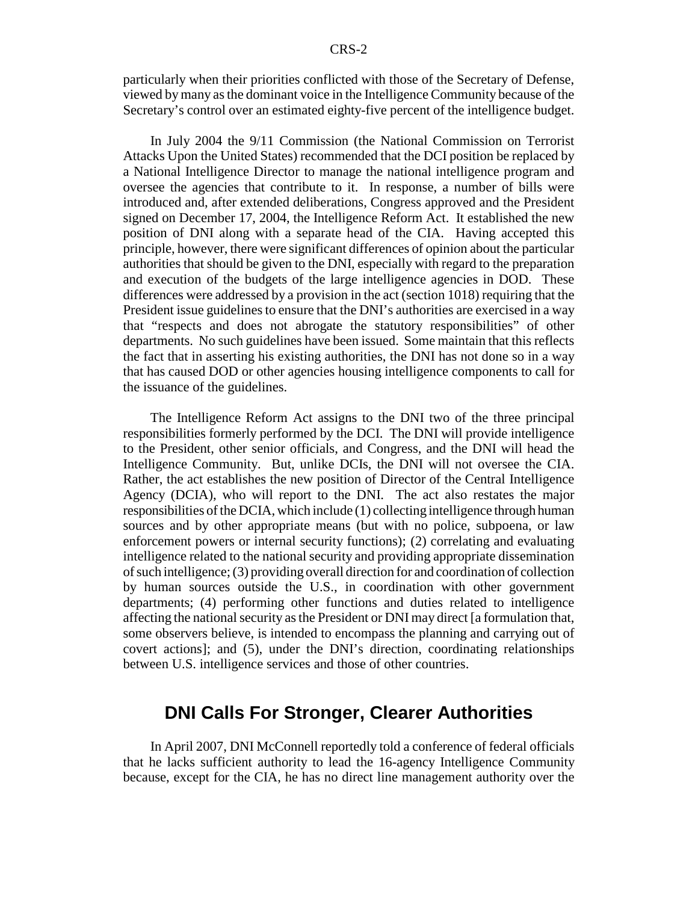particularly when their priorities conflicted with those of the Secretary of Defense, viewed by many as the dominant voice in the Intelligence Community because of the Secretary's control over an estimated eighty-five percent of the intelligence budget.

In July 2004 the 9/11 Commission (the National Commission on Terrorist Attacks Upon the United States) recommended that the DCI position be replaced by a National Intelligence Director to manage the national intelligence program and oversee the agencies that contribute to it. In response, a number of bills were introduced and, after extended deliberations, Congress approved and the President signed on December 17, 2004, the Intelligence Reform Act. It established the new position of DNI along with a separate head of the CIA. Having accepted this principle, however, there were significant differences of opinion about the particular authorities that should be given to the DNI, especially with regard to the preparation and execution of the budgets of the large intelligence agencies in DOD. These differences were addressed by a provision in the act (section 1018) requiring that the President issue guidelines to ensure that the DNI's authorities are exercised in a way that "respects and does not abrogate the statutory responsibilities" of other departments. No such guidelines have been issued. Some maintain that this reflects the fact that in asserting his existing authorities, the DNI has not done so in a way that has caused DOD or other agencies housing intelligence components to call for the issuance of the guidelines.

The Intelligence Reform Act assigns to the DNI two of the three principal responsibilities formerly performed by the DCI. The DNI will provide intelligence to the President, other senior officials, and Congress, and the DNI will head the Intelligence Community. But, unlike DCIs, the DNI will not oversee the CIA. Rather, the act establishes the new position of Director of the Central Intelligence Agency (DCIA), who will report to the DNI. The act also restates the major responsibilities of the DCIA, which include (1) collecting intelligence through human sources and by other appropriate means (but with no police, subpoena, or law enforcement powers or internal security functions); (2) correlating and evaluating intelligence related to the national security and providing appropriate dissemination of such intelligence; (3) providing overall direction for and coordination of collection by human sources outside the U.S., in coordination with other government departments; (4) performing other functions and duties related to intelligence affecting the national security as the President or DNI may direct [a formulation that, some observers believe, is intended to encompass the planning and carrying out of covert actions]; and (5), under the DNI's direction, coordinating relationships between U.S. intelligence services and those of other countries.

## DNI Calls For Stronger, Clearer Authorities

In April 2007, DNI McConnell reportedly told a conference of federal officials that he lacks sufficient authority to lead the 16-agency Intelligence Community because, except for the CIA, he has no direct line management authority over the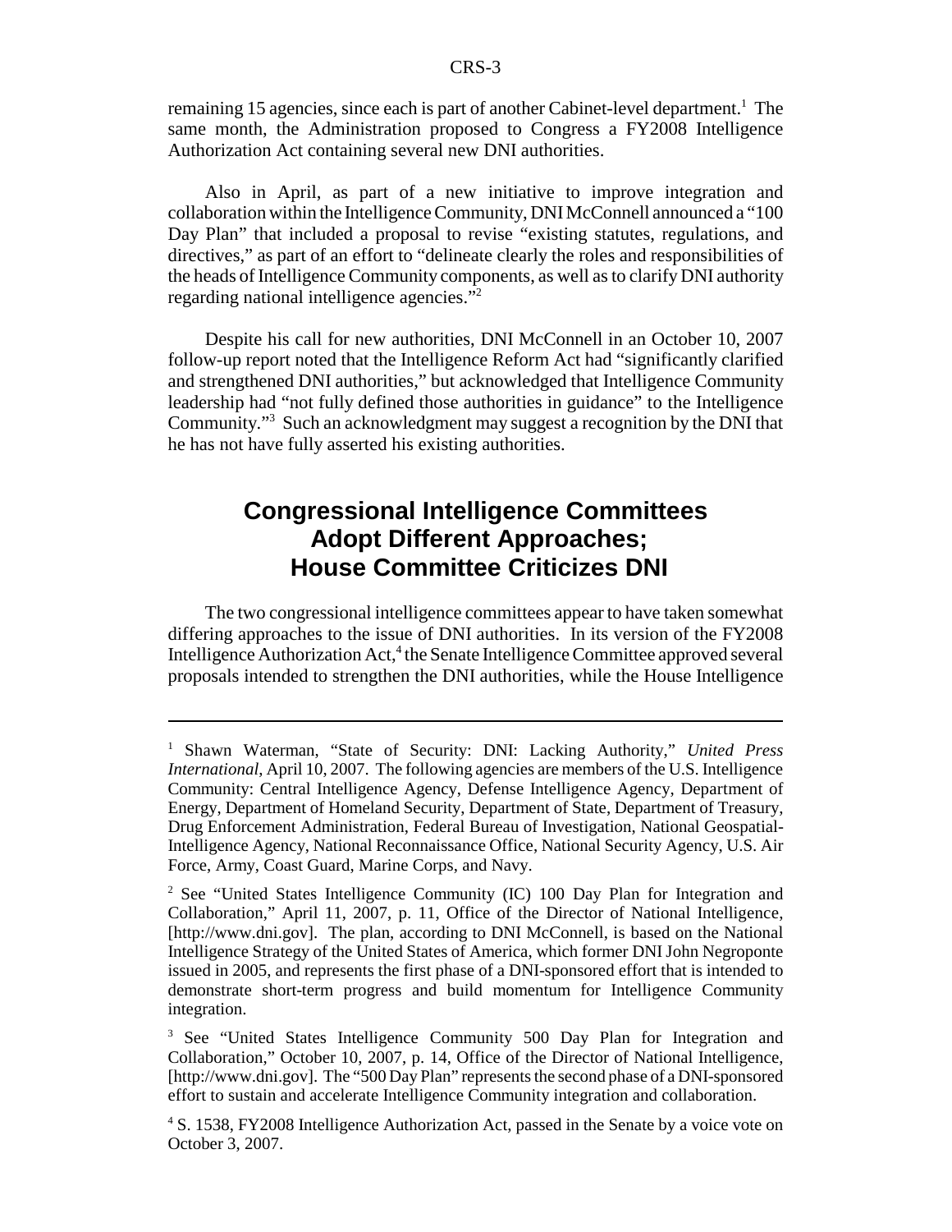remaining 15 agencies, since each is part of another Cabinet-level department.[1] The same month, the Administration proposed to Congress a FY2008 Intelligence Authorization Act containing several new DNI authorities.

Also in April, as part of a new initiative to improve integration and collaboration within the Intelligence Community, DNI McConnell announced a "100 Day Plan" that included a proposal to revise "existing statutes, regulations, and directives," as part of an effort to "delineate clearly the roles and responsibilities of the heads of Intelligence Community components, as well as to clarify DNI authority regarding national intelligence agencies."[2]

Despite his call for new authorities, DNI McConnell in an October 10, 2007 follow-up report noted that the Intelligence Reform Act had "significantly clarified and strengthened DNI authorities," but acknowledged that Intelligence Community leadership had "not fully defined those authorities in guidance" to the Intelligence Community."[3] Such an acknowledgment may suggest a recognition by the DNI that he has not have fully asserted his existing authorities.

## Congressional Intelligence Committees Adopt Different Approaches; House Committee Criticizes DNI

The two congressional intelligence committees appear to have taken somewhat differing approaches to the issue of DNI authorities. In its version of the FY2008 Intelligence Authorization Act,[4] the Senate Intelligence Committee approved several proposals intended to strengthen the DNI authorities, while the House Intelligence

---

[1] Shawn Waterman, "State of Security: DNI: Lacking Authority," *United Press International*, April 10, 2007. The following agencies are members of the U.S. Intelligence Community: Central Intelligence Agency, Defense Intelligence Agency, Department of Energy, Department of Homeland Security, Department of State, Department of Treasury, Drug Enforcement Administration, Federal Bureau of Investigation, National Geospatial-Intelligence Agency, National Reconnaissance Office, National Security Agency, U.S. Air Force, Army, Coast Guard, Marine Corps, and Navy.

[2] See "United States Intelligence Community (IC) 100 Day Plan for Integration and Collaboration," April 11, 2007, p. 11, Office of the Director of National Intelligence, [http://www.dni.gov]. The plan, according to DNI McConnell, is based on the National Intelligence Strategy of the United States of America, which former DNI John Negroponte issued in 2005, and represents the first phase of a DNI-sponsored effort that is intended to demonstrate short-term progress and build momentum for Intelligence Community integration.

[3] See "United States Intelligence Community 500 Day Plan for Integration and Collaboration," October 10, 2007, p. 14, Office of the Director of National Intelligence, [http://www.dni.gov]. The "500 Day Plan" represents the second phase of a DNI-sponsored effort to sustain and accelerate Intelligence Community integration and collaboration.

[4] S. 1538, FY2008 Intelligence Authorization Act, passed in the Senate by a voice vote on October 3, 2007.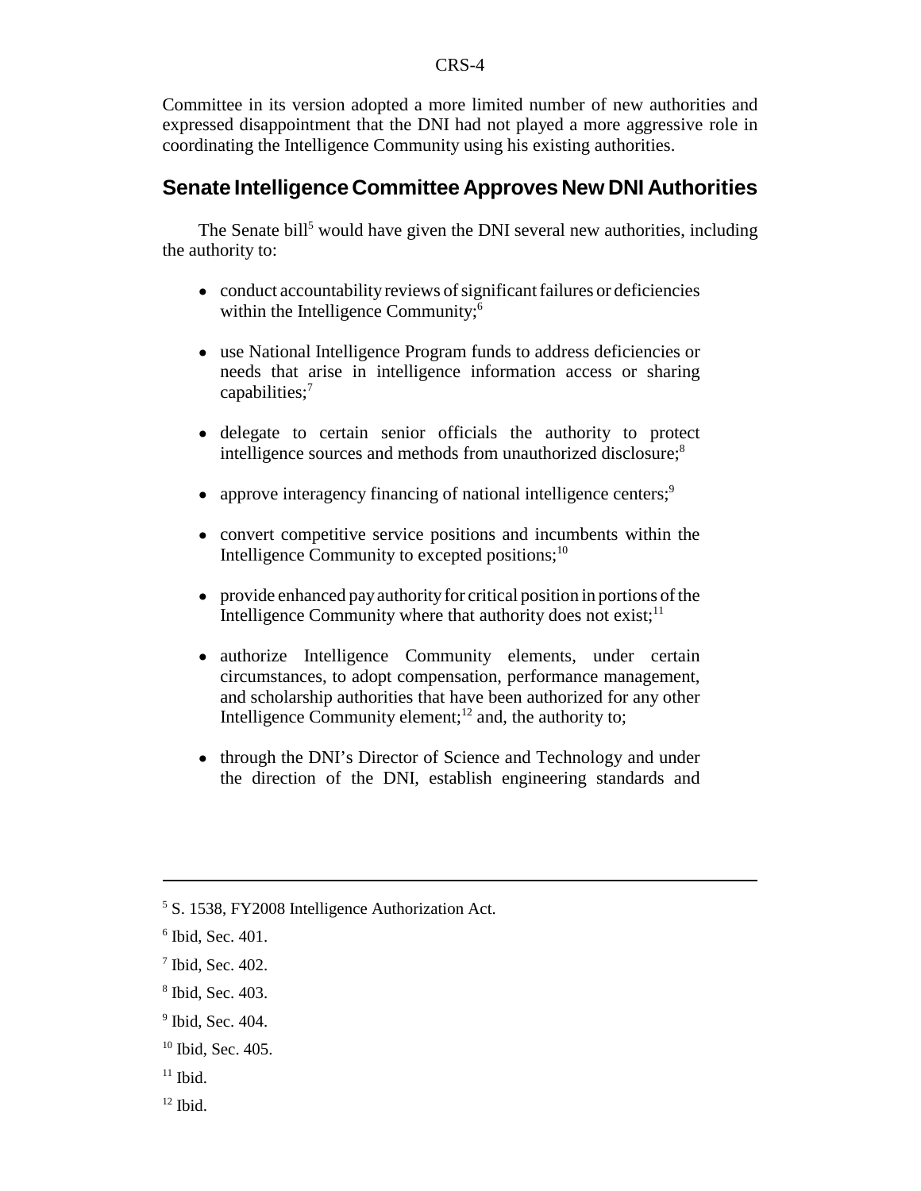Committee in its version adopted a more limited number of new authorities and expressed disappointment that the DNI had not played a more aggressive role in coordinating the Intelligence Community using his existing authorities.

## Senate Intelligence Committee Approves New DNI Authorities

The Senate bill[5] would have given the DNI several new authorities, including the authority to:

- conduct accountability reviews of significant failures or deficiencies within the Intelligence Community;[6]
- use National Intelligence Program funds to address deficiencies or needs that arise in intelligence information access or sharing capabilities;[7]
- delegate to certain senior officials the authority to protect intelligence sources and methods from unauthorized disclosure;[8]
- approve interagency financing of national intelligence centers;[9]
- convert competitive service positions and incumbents within the Intelligence Community to excepted positions;[10]
- provide enhanced pay authority for critical position in portions of the Intelligence Community where that authority does not exist;[11]
- authorize Intelligence Community elements, under certain circumstances, to adopt compensation, performance management, and scholarship authorities that have been authorized for any other Intelligence Community element;[12] and, the authority to;
- through the DNI's Director of Science and Technology and under the direction of the DNI, establish engineering standards and

---

[5] S. 1538, FY2008 Intelligence Authorization Act.

[6] Ibid, Sec. 401.

[7] Ibid, Sec. 402.

[8] Ibid, Sec. 403.

[9] Ibid, Sec. 404.

[10] Ibid, Sec. 405.

[11] Ibid.

[12] Ibid.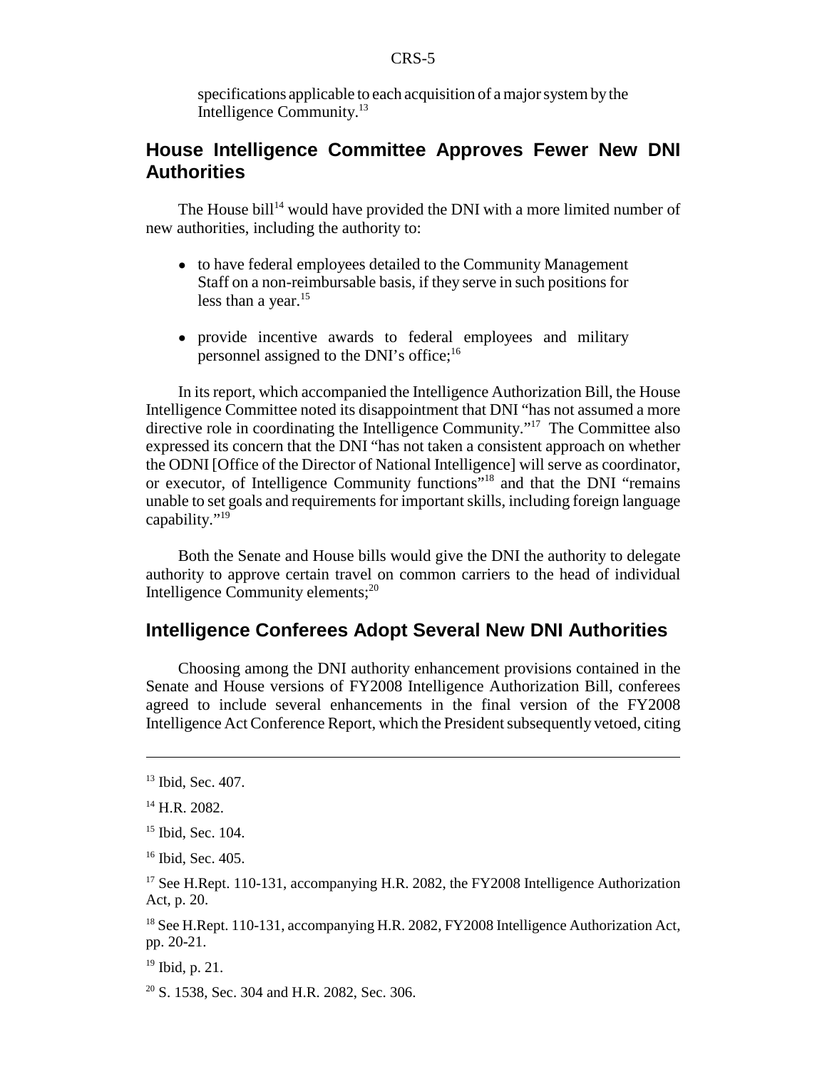specifications applicable to each acquisition of a major system by the Intelligence Community.[13]

## House Intelligence Committee Approves Fewer New DNI Authorities

The House bill[14] would have provided the DNI with a more limited number of new authorities, including the authority to:

- to have federal employees detailed to the Community Management Staff on a non-reimbursable basis, if they serve in such positions for less than a year.[15]
- provide incentive awards to federal employees and military personnel assigned to the DNI's office;[16]

In its report, which accompanied the Intelligence Authorization Bill, the House Intelligence Committee noted its disappointment that DNI "has not assumed a more directive role in coordinating the Intelligence Community."[17] The Committee also expressed its concern that the DNI "has not taken a consistent approach on whether the ODNI [Office of the Director of National Intelligence] will serve as coordinator, or executor, of Intelligence Community functions"[18] and that the DNI "remains unable to set goals and requirements for important skills, including foreign language capability."[19]

Both the Senate and House bills would give the DNI the authority to delegate authority to approve certain travel on common carriers to the head of individual Intelligence Community elements;[20]

## Intelligence Conferees Adopt Several New DNI Authorities

Choosing among the DNI authority enhancement provisions contained in the Senate and House versions of FY2008 Intelligence Authorization Bill, conferees agreed to include several enhancements in the final version of the FY2008 Intelligence Act Conference Report, which the President subsequently vetoed, citing

---

[13] Ibid, Sec. 407.

[14] H.R. 2082.

[15] Ibid, Sec. 104.

[16] Ibid, Sec. 405.

[17] See H.Rept. 110-131, accompanying H.R. 2082, the FY2008 Intelligence Authorization Act, p. 20.

[18] See H.Rept. 110-131, accompanying H.R. 2082, FY2008 Intelligence Authorization Act, pp. 20-21.

[19] Ibid, p. 21.

[20] S. 1538, Sec. 304 and H.R. 2082, Sec. 306.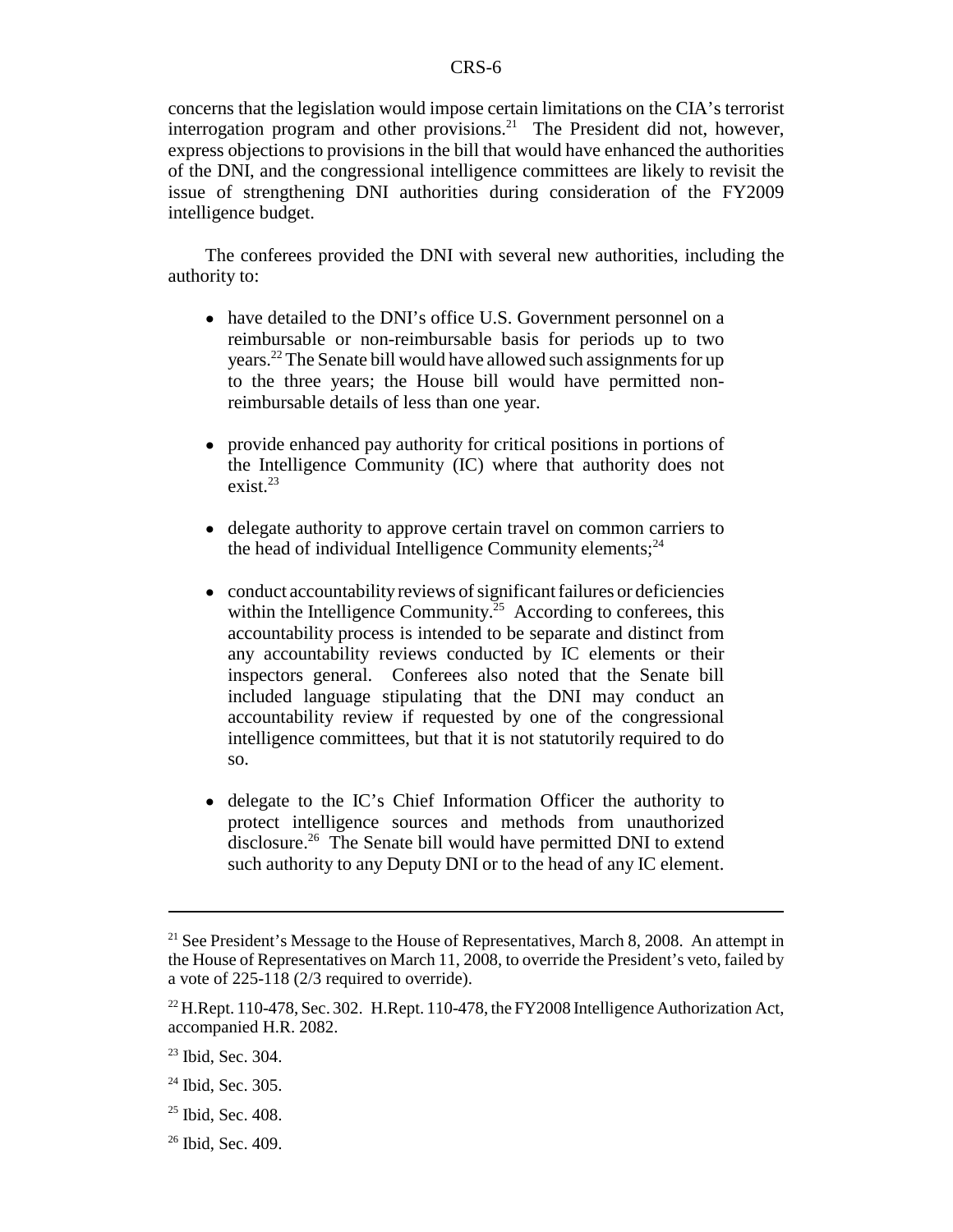concerns that the legislation would impose certain limitations on the CIA's terrorist interrogation program and other provisions.[21] The President did not, however, express objections to provisions in the bill that would have enhanced the authorities of the DNI, and the congressional intelligence committees are likely to revisit the issue of strengthening DNI authorities during consideration of the FY2009 intelligence budget.

The conferees provided the DNI with several new authorities, including the authority to:

- have detailed to the DNI's office U.S. Government personnel on a reimbursable or non-reimbursable basis for periods up to two years.[22] The Senate bill would have allowed such assignments for up to the three years; the House bill would have permitted non-reimbursable details of less than one year.

- provide enhanced pay authority for critical positions in portions of the Intelligence Community (IC) where that authority does not exist.[23]

- delegate authority to approve certain travel on common carriers to the head of individual Intelligence Community elements;[24]

- conduct accountability reviews of significant failures or deficiencies within the Intelligence Community.[25] According to conferees, this accountability process is intended to be separate and distinct from any accountability reviews conducted by IC elements or their inspectors general. Conferees also noted that the Senate bill included language stipulating that the DNI may conduct an accountability review if requested by one of the congressional intelligence committees, but that it is not statutorily required to do so.

- delegate to the IC's Chief Information Officer the authority to protect intelligence sources and methods from unauthorized disclosure.[26] The Senate bill would have permitted DNI to extend such authority to any Deputy DNI or to the head of any IC element.

---

[21] See President's Message to the House of Representatives, March 8, 2008. An attempt in the House of Representatives on March 11, 2008, to override the President's veto, failed by a vote of 225-118 (2/3 required to override).

[22] H.Rept. 110-478, Sec. 302. H.Rept. 110-478, the FY2008 Intelligence Authorization Act, accompanied H.R. 2082.

[23] Ibid, Sec. 304.

[24] Ibid, Sec. 305.

[25] Ibid, Sec. 408.

[26] Ibid, Sec. 409.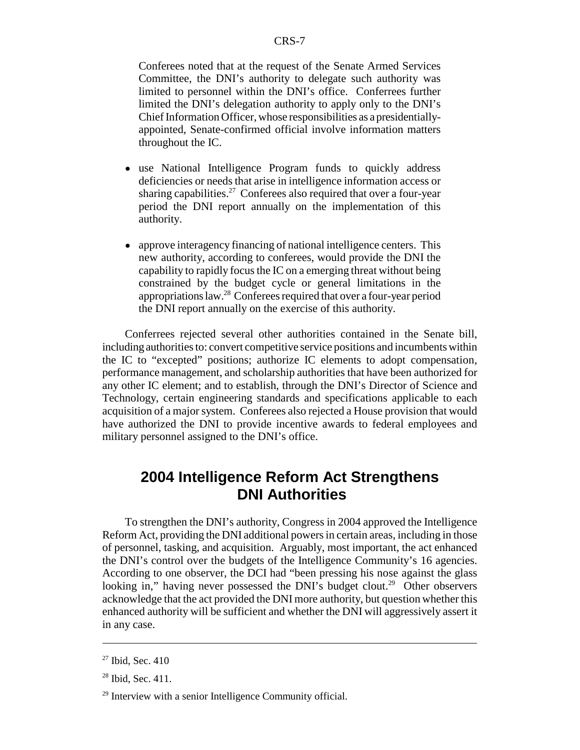> Conferees noted that at the request of the Senate Armed Services Committee, the DNI's authority to delegate such authority was limited to personnel within the DNI's office. Conferrees further limited the DNI's delegation authority to apply only to the DNI's Chief Information Officer, whose responsibilities as a presidentially-appointed, Senate-confirmed official involve information matters throughout the IC.

- use National Intelligence Program funds to quickly address deficiencies or needs that arise in intelligence information access or sharing capabilities.[27] Conferees also required that over a four-year period the DNI report annually on the implementation of this authority.
- approve interagency financing of national intelligence centers. This new authority, according to conferees, would provide the DNI the capability to rapidly focus the IC on a emerging threat without being constrained by the budget cycle or general limitations in the appropriations law.[28] Conferees required that over a four-year period the DNI report annually on the exercise of this authority.

Conferrees rejected several other authorities contained in the Senate bill, including authorities to: convert competitive service positions and incumbents within the IC to "excepted" positions; authorize IC elements to adopt compensation, performance management, and scholarship authorities that have been authorized for any other IC element; and to establish, through the DNI's Director of Science and Technology, certain engineering standards and specifications applicable to each acquisition of a major system. Conferees also rejected a House provision that would have authorized the DNI to provide incentive awards to federal employees and military personnel assigned to the DNI's office.

## 2004 Intelligence Reform Act Strengthens DNI Authorities

To strengthen the DNI's authority, Congress in 2004 approved the Intelligence Reform Act, providing the DNI additional powers in certain areas, including in those of personnel, tasking, and acquisition. Arguably, most important, the act enhanced the DNI's control over the budgets of the Intelligence Community's 16 agencies. According to one observer, the DCI had "been pressing his nose against the glass looking in," having never possessed the DNI's budget clout.[29] Other observers acknowledge that the act provided the DNI more authority, but question whether this enhanced authority will be sufficient and whether the DNI will aggressively assert it in any case.

---

[27] Ibid, Sec. 410

[28] Ibid, Sec. 411.

[29] Interview with a senior Intelligence Community official.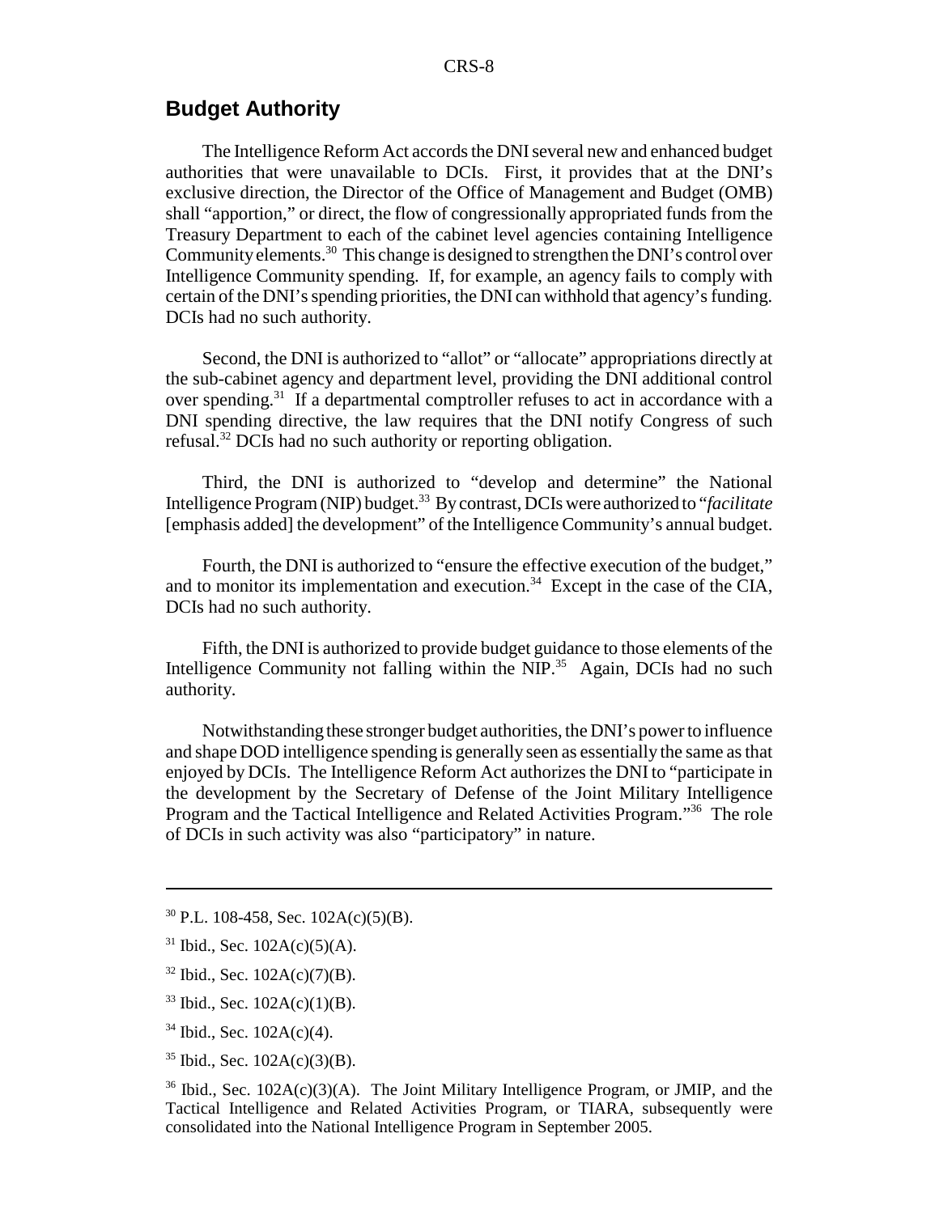## Budget Authority

The Intelligence Reform Act accords the DNI several new and enhanced budget authorities that were unavailable to DCIs. First, it provides that at the DNI's exclusive direction, the Director of the Office of Management and Budget (OMB) shall "apportion," or direct, the flow of congressionally appropriated funds from the Treasury Department to each of the cabinet level agencies containing Intelligence Community elements.[30] This change is designed to strengthen the DNI's control over Intelligence Community spending. If, for example, an agency fails to comply with certain of the DNI's spending priorities, the DNI can withhold that agency's funding. DCIs had no such authority.

Second, the DNI is authorized to "allot" or "allocate" appropriations directly at the sub-cabinet agency and department level, providing the DNI additional control over spending.[31] If a departmental comptroller refuses to act in accordance with a DNI spending directive, the law requires that the DNI notify Congress of such refusal.[32] DCIs had no such authority or reporting obligation.

Third, the DNI is authorized to "develop and determine" the National Intelligence Program (NIP) budget.[33] By contrast, DCIs were authorized to "*facilitate* [emphasis added] the development" of the Intelligence Community's annual budget.

Fourth, the DNI is authorized to "ensure the effective execution of the budget," and to monitor its implementation and execution.[34] Except in the case of the CIA, DCIs had no such authority.

Fifth, the DNI is authorized to provide budget guidance to those elements of the Intelligence Community not falling within the NIP.[35] Again, DCIs had no such authority.

Notwithstanding these stronger budget authorities, the DNI's power to influence and shape DOD intelligence spending is generally seen as essentially the same as that enjoyed by DCIs. The Intelligence Reform Act authorizes the DNI to "participate in the development by the Secretary of Defense of the Joint Military Intelligence Program and the Tactical Intelligence and Related Activities Program."[36] The role of DCIs in such activity was also "participatory" in nature.

---

[30] P.L. 108-458, Sec. 102A(c)(5)(B).

[31] Ibid., Sec. 102A(c)(5)(A).

[32] Ibid., Sec. 102A(c)(7)(B).

[33] Ibid., Sec. 102A(c)(1)(B).

[34] Ibid., Sec. 102A(c)(4).

[35] Ibid., Sec. 102A(c)(3)(B).

[36] Ibid., Sec. 102A(c)(3)(A). The Joint Military Intelligence Program, or JMIP, and the Tactical Intelligence and Related Activities Program, or TIARA, subsequently were consolidated into the National Intelligence Program in September 2005.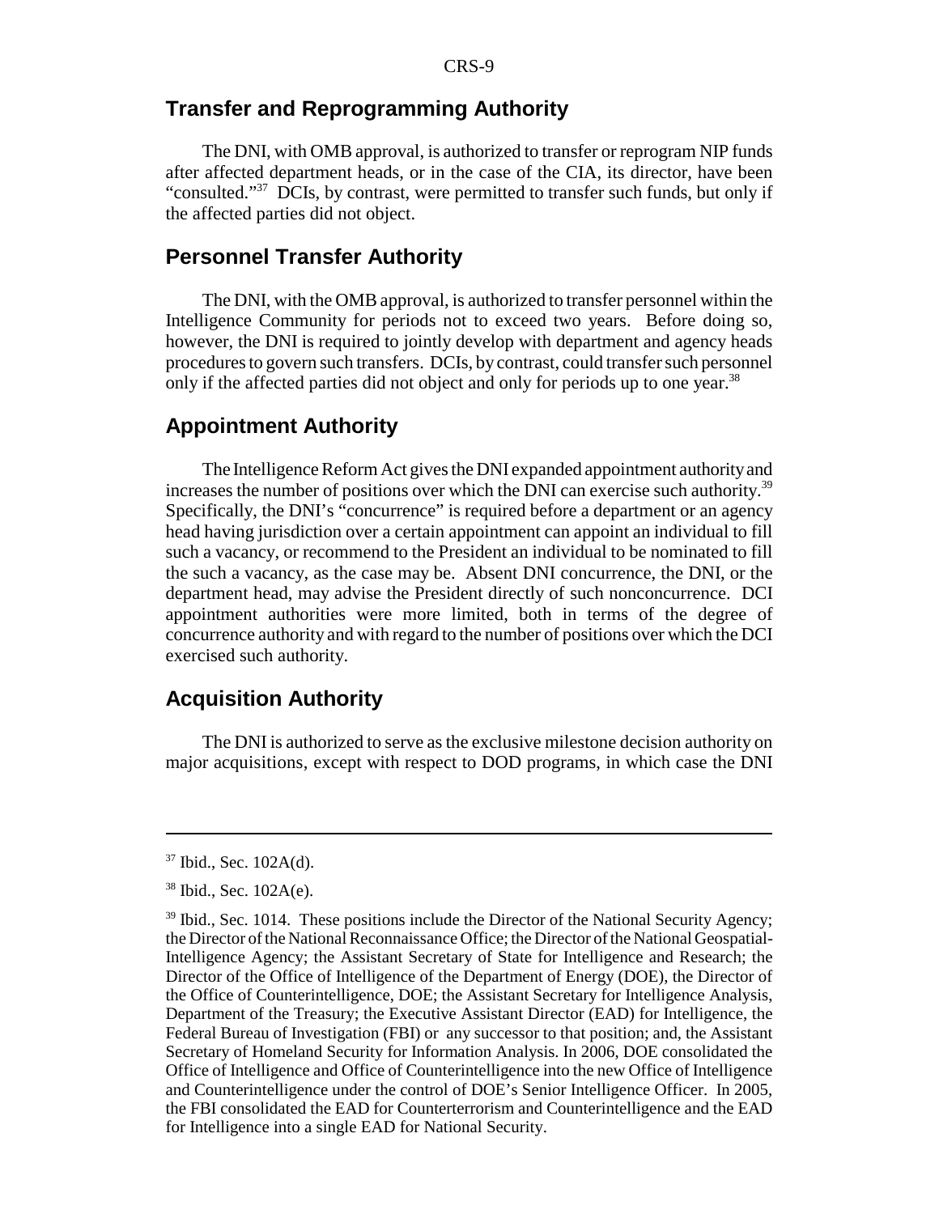## Transfer and Reprogramming Authority

The DNI, with OMB approval, is authorized to transfer or reprogram NIP funds after affected department heads, or in the case of the CIA, its director, have been "consulted."[37] DCIs, by contrast, were permitted to transfer such funds, but only if the affected parties did not object.

## Personnel Transfer Authority

The DNI, with the OMB approval, is authorized to transfer personnel within the Intelligence Community for periods not to exceed two years. Before doing so, however, the DNI is required to jointly develop with department and agency heads procedures to govern such transfers. DCIs, by contrast, could transfer such personnel only if the affected parties did not object and only for periods up to one year.[38]

## Appointment Authority

The Intelligence Reform Act gives the DNI expanded appointment authority and increases the number of positions over which the DNI can exercise such authority.[39] Specifically, the DNI's "concurrence" is required before a department or an agency head having jurisdiction over a certain appointment can appoint an individual to fill such a vacancy, or recommend to the President an individual to be nominated to fill the such a vacancy, as the case may be. Absent DNI concurrence, the DNI, or the department head, may advise the President directly of such nonconcurrence. DCI appointment authorities were more limited, both in terms of the degree of concurrence authority and with regard to the number of positions over which the DCI exercised such authority.

## Acquisition Authority

The DNI is authorized to serve as the exclusive milestone decision authority on major acquisitions, except with respect to DOD programs, in which case the DNI

---

[37] Ibid., Sec. 102A(d).

[38] Ibid., Sec. 102A(e).

[39] Ibid., Sec. 1014. These positions include the Director of the National Security Agency; the Director of the National Reconnaissance Office; the Director of the National Geospatial-Intelligence Agency; the Assistant Secretary of State for Intelligence and Research; the Director of the Office of Intelligence of the Department of Energy (DOE), the Director of the Office of Counterintelligence, DOE; the Assistant Secretary for Intelligence Analysis, Department of the Treasury; the Executive Assistant Director (EAD) for Intelligence, the Federal Bureau of Investigation (FBI) or any successor to that position; and, the Assistant Secretary of Homeland Security for Information Analysis. In 2006, DOE consolidated the Office of Intelligence and Office of Counterintelligence into the new Office of Intelligence and Counterintelligence under the control of DOE's Senior Intelligence Officer. In 2005, the FBI consolidated the EAD for Counterterrorism and Counterintelligence and the EAD for Intelligence into a single EAD for National Security.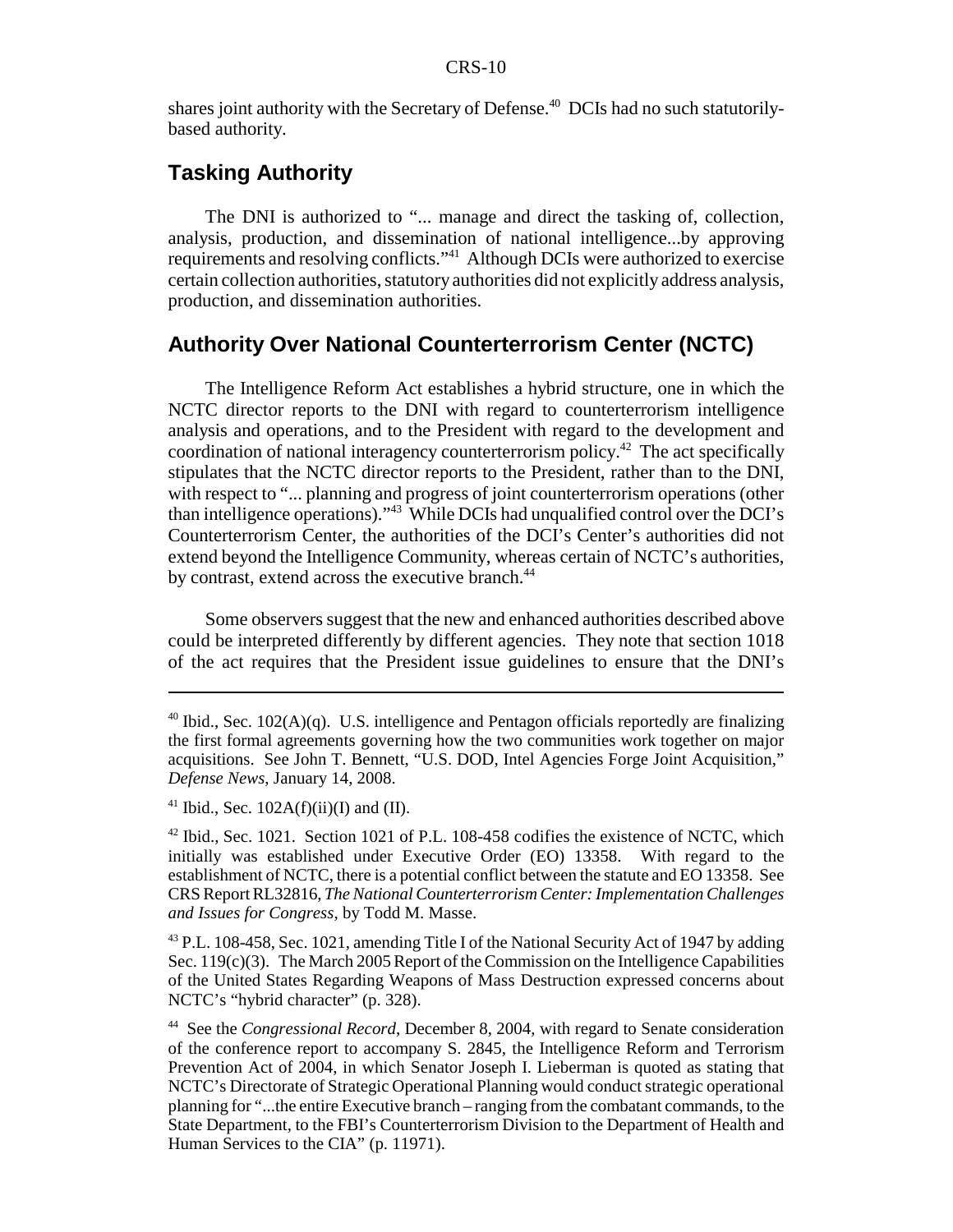shares joint authority with the Secretary of Defense.[40] DCIs had no such statutorily-based authority.

## Tasking Authority

The DNI is authorized to "... manage and direct the tasking of, collection, analysis, production, and dissemination of national intelligence...by approving requirements and resolving conflicts."[41] Although DCIs were authorized to exercise certain collection authorities, statutory authorities did not explicitly address analysis, production, and dissemination authorities.

## Authority Over National Counterterrorism Center (NCTC)

The Intelligence Reform Act establishes a hybrid structure, one in which the NCTC director reports to the DNI with regard to counterterrorism intelligence analysis and operations, and to the President with regard to the development and coordination of national interagency counterterrorism policy.[42] The act specifically stipulates that the NCTC director reports to the President, rather than to the DNI, with respect to "... planning and progress of joint counterterrorism operations (other than intelligence operations)."[43] While DCIs had unqualified control over the DCI's Counterterrorism Center, the authorities of the DCI's Center's authorities did not extend beyond the Intelligence Community, whereas certain of NCTC's authorities, by contrast, extend across the executive branch.[44]

Some observers suggest that the new and enhanced authorities described above could be interpreted differently by different agencies. They note that section 1018 of the act requires that the President issue guidelines to ensure that the DNI's

---

[40] Ibid., Sec. 102(A)(q). U.S. intelligence and Pentagon officials reportedly are finalizing the first formal agreements governing how the two communities work together on major acquisitions. See John T. Bennett, "U.S. DOD, Intel Agencies Forge Joint Acquisition," *Defense News*, January 14, 2008.

[41] Ibid., Sec. 102A(f)(ii)(I) and (II).

[42] Ibid., Sec. 1021. Section 1021 of P.L. 108-458 codifies the existence of NCTC, which initially was established under Executive Order (EO) 13358. With regard to the establishment of NCTC, there is a potential conflict between the statute and EO 13358. See CRS Report RL32816, *The National Counterterrorism Center: Implementation Challenges and Issues for Congress*, by Todd M. Masse.

[43] P.L. 108-458, Sec. 1021, amending Title I of the National Security Act of 1947 by adding Sec. 119(c)(3). The March 2005 Report of the Commission on the Intelligence Capabilities of the United States Regarding Weapons of Mass Destruction expressed concerns about NCTC's "hybrid character" (p. 328).

[44] See the *Congressional Record*, December 8, 2004, with regard to Senate consideration of the conference report to accompany S. 2845, the Intelligence Reform and Terrorism Prevention Act of 2004, in which Senator Joseph I. Lieberman is quoted as stating that NCTC's Directorate of Strategic Operational Planning would conduct strategic operational planning for "...the entire Executive branch – ranging from the combatant commands, to the State Department, to the FBI's Counterterrorism Division to the Department of Health and Human Services to the CIA" (p. 11971).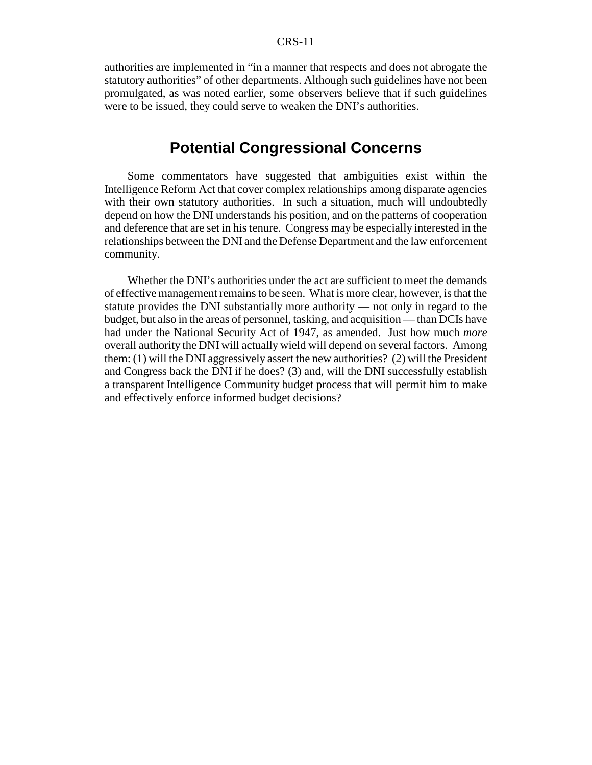authorities are implemented in "in a manner that respects and does not abrogate the statutory authorities" of other departments. Although such guidelines have not been promulgated, as was noted earlier, some observers believe that if such guidelines were to be issued, they could serve to weaken the DNI's authorities.

## Potential Congressional Concerns

Some commentators have suggested that ambiguities exist within the Intelligence Reform Act that cover complex relationships among disparate agencies with their own statutory authorities. In such a situation, much will undoubtedly depend on how the DNI understands his position, and on the patterns of cooperation and deference that are set in his tenure. Congress may be especially interested in the relationships between the DNI and the Defense Department and the law enforcement community.

Whether the DNI's authorities under the act are sufficient to meet the demands of effective management remains to be seen. What is more clear, however, is that the statute provides the DNI substantially more authority — not only in regard to the budget, but also in the areas of personnel, tasking, and acquisition — than DCIs have had under the National Security Act of 1947, as amended. Just how much *more* overall authority the DNI will actually wield will depend on several factors. Among them: (1) will the DNI aggressively assert the new authorities? (2) will the President and Congress back the DNI if he does? (3) and, will the DNI successfully establish a transparent Intelligence Community budget process that will permit him to make and effectively enforce informed budget decisions?